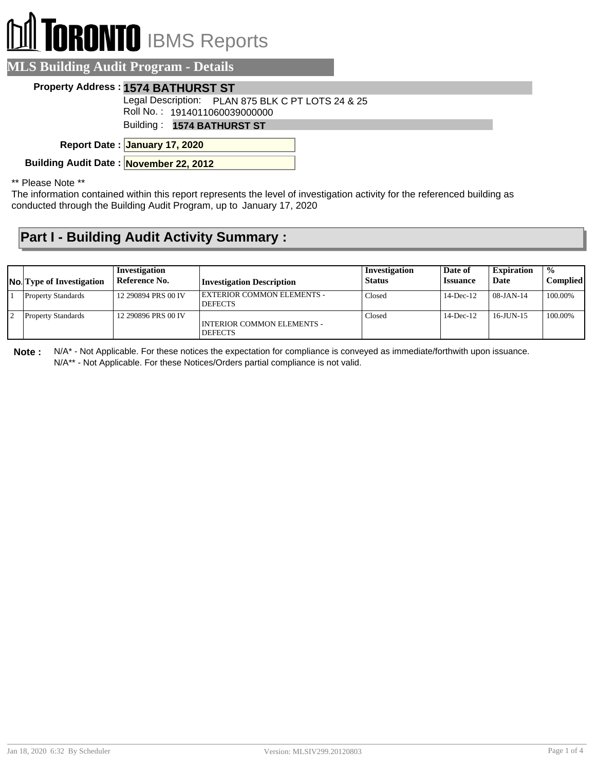# TORONTO IBMS Reports

## MLS Building Audit Program - Details

**Property Address :** **1574 BATHURST ST**

Legal Description: PLAN 875 BLK C PT LOTS 24 & 25

Roll No. : 1914011060039000000

Building : **1574 BATHURST ST**

**Report Date :** **January 17, 2020**

**Building Audit Date :** **November 22, 2012**

** Please Note **

The information contained within this report represents the level of investigation activity for the referenced building as conducted through the Building Audit Program, up to January 17, 2020

## Part I - Building Audit Activity Summary :

| No. | Type of Investigation | Investigation Reference No. | Investigation Description | Investigation Status | Date of Issuance | Expiration Date | % Complied |
|---|---|---|---|---|---|---|---|
| 1 | Property Standards | 12 290894 PRS 00 IV | EXTERIOR COMMON ELEMENTS - DEFECTS | Closed | 14-Dec-12 | 08-JAN-14 | 100.00% |
| 2 | Property Standards | 12 290896 PRS 00 IV | INTERIOR COMMON ELEMENTS - DEFECTS | Closed | 14-Dec-12 | 16-JUN-15 | 100.00% |

**Note :** N/A* - Not Applicable. For these notices the expectation for compliance is conveyed as immediate/forthwith upon issuance.
N/A** - Not Applicable. For these Notices/Orders partial compliance is not valid.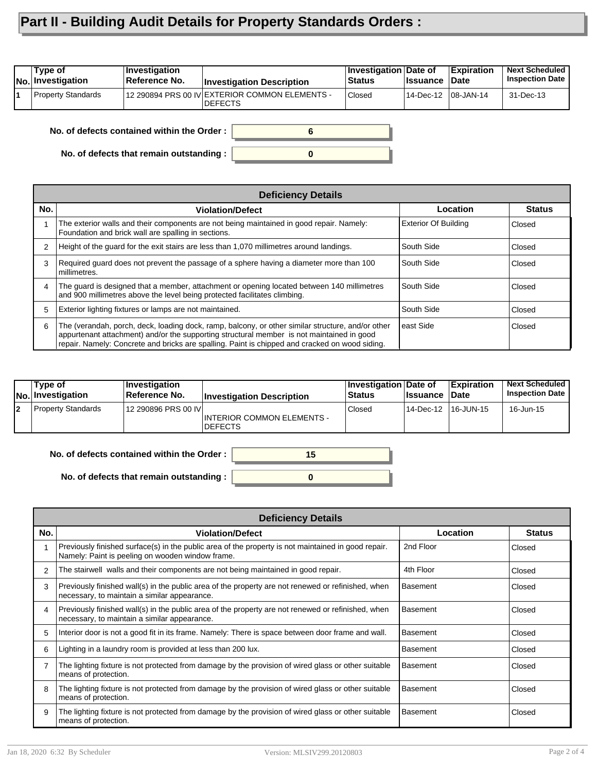# Part II - Building Audit Details for Property Standards Orders :

| No. | Type of Investigation | Investigation Reference No. | Investigation Description | Investigation Status | Date of Issuance | Expiration Date | Next Scheduled Inspection Date |
|---|---|---|---|---|---|---|---|
| 1 | Property Standards | 12 290894 PRS 00 IV | EXTERIOR COMMON ELEMENTS - DEFECTS | Closed | 14-Dec-12 | 08-JAN-14 | 31-Dec-13 |

**No. of defects contained within the Order :** 6

**No. of defects that remain outstanding :** 0

| Deficiency Details | | | |
|---|---|---|---|
| **No.** | **Violation/Defect** | **Location** | **Status** |
| 1 | The exterior walls and their components are not being maintained in good repair. Namely: Foundation and brick wall are spalling in sections. | Exterior Of Building | Closed |
| 2 | Height of the guard for the exit stairs are less than 1,070 millimetres around landings. | South Side | Closed |
| 3 | Required guard does not prevent the passage of a sphere having a diameter more than 100 millimetres. | South Side | Closed |
| 4 | The guard is designed that a member, attachment or opening located between 140 millimetres and 900 millimetres above the level being protected facilitates climbing. | South Side | Closed |
| 5 | Exterior lighting fixtures or lamps are not maintained. | South Side | Closed |
| 6 | The (verandah, porch, deck, loading dock, ramp, balcony, or other similar structure, and/or other appurtenant attachment) and/or the supporting structural member is not maintained in good repair. Namely: Concrete and bricks are spalling. Paint is chipped and cracked on wood siding. | east Side | Closed |

| No. | Type of Investigation | Investigation Reference No. | Investigation Description | Investigation Status | Date of Issuance | Expiration Date | Next Scheduled Inspection Date |
|---|---|---|---|---|---|---|---|
| 2 | Property Standards | 12 290896 PRS 00 IV | INTERIOR COMMON ELEMENTS - DEFECTS | Closed | 14-Dec-12 | 16-JUN-15 | 16-Jun-15 |

**No. of defects contained within the Order :** 15

**No. of defects that remain outstanding :** 0

| Deficiency Details | | | |
|---|---|---|---|
| **No.** | **Violation/Defect** | **Location** | **Status** |
| 1 | Previously finished surface(s) in the public area of the property is not maintained in good repair. Namely: Paint is peeling on wooden window frame. | 2nd Floor | Closed |
| 2 | The stairwell walls and their components are not being maintained in good repair. | 4th Floor | Closed |
| 3 | Previously finished wall(s) in the public area of the property are not renewed or refinished, when necessary, to maintain a similar appearance. | Basement | Closed |
| 4 | Previously finished wall(s) in the public area of the property are not renewed or refinished, when necessary, to maintain a similar appearance. | Basement | Closed |
| 5 | Interior door is not a good fit in its frame. Namely: There is space between door frame and wall. | Basement | Closed |
| 6 | Lighting in a laundry room is provided at less than 200 lux. | Basement | Closed |
| 7 | The lighting fixture is not protected from damage by the provision of wired glass or other suitable means of protection. | Basement | Closed |
| 8 | The lighting fixture is not protected from damage by the provision of wired glass or other suitable means of protection. | Basement | Closed |
| 9 | The lighting fixture is not protected from damage by the provision of wired glass or other suitable means of protection. | Basement | Closed |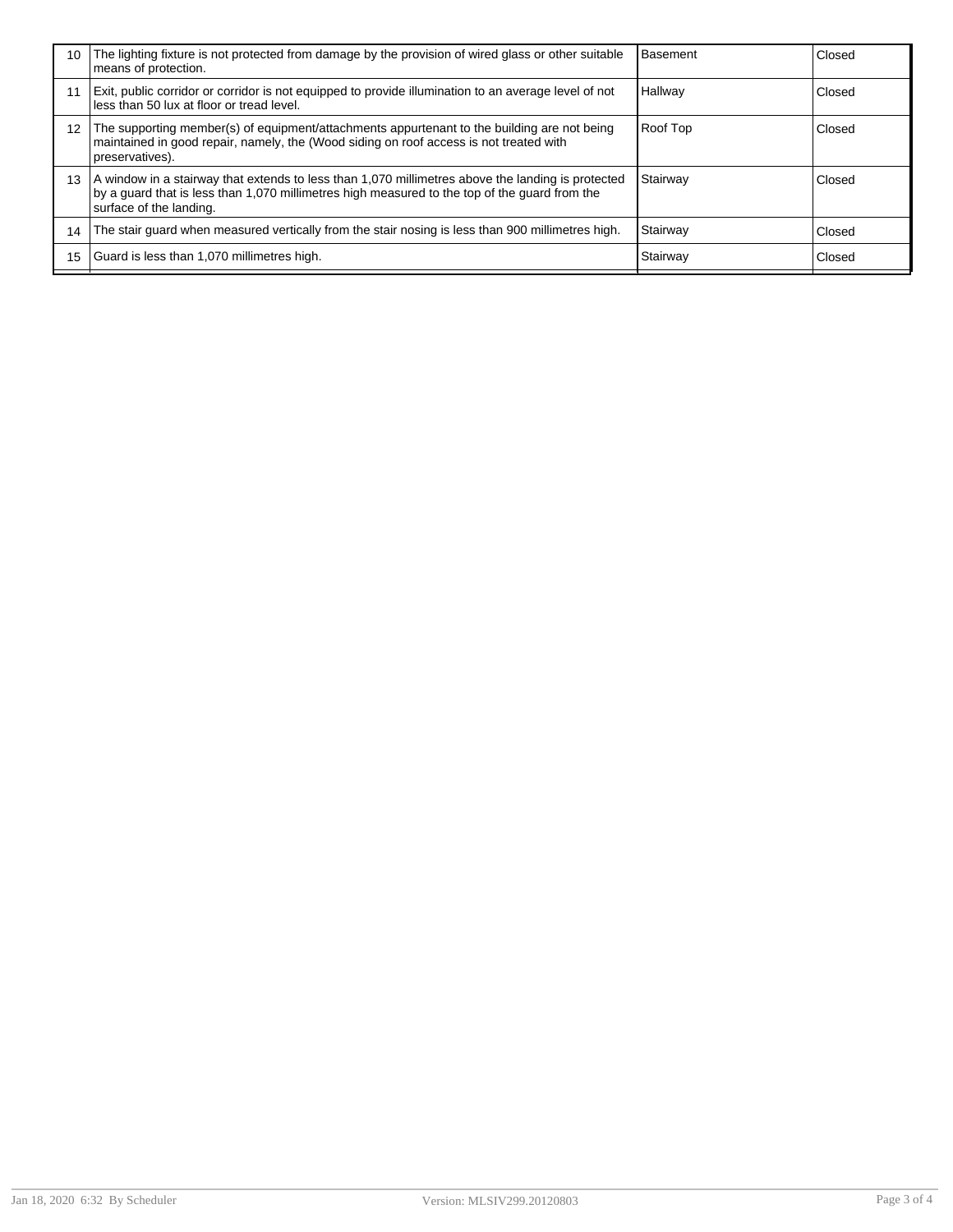| | | | |
|---|---|---|---|
| 10 | The lighting fixture is not protected from damage by the provision of wired glass or other suitable means of protection. | Basement | Closed |
| 11 | Exit, public corridor or corridor is not equipped to provide illumination to an average level of not less than 50 lux at floor or tread level. | Hallway | Closed |
| 12 | The supporting member(s) of equipment/attachments appurtenant to the building are not being maintained in good repair, namely, the (Wood siding on roof access is not treated with preservatives). | Roof Top | Closed |
| 13 | A window in a stairway that extends to less than 1,070 millimetres above the landing is protected by a guard that is less than 1,070 millimetres high measured to the top of the guard from the surface of the landing. | Stairway | Closed |
| 14 | The stair guard when measured vertically from the stair nosing is less than 900 millimetres high. | Stairway | Closed |
| 15 | Guard is less than 1,070 millimetres high. | Stairway | Closed |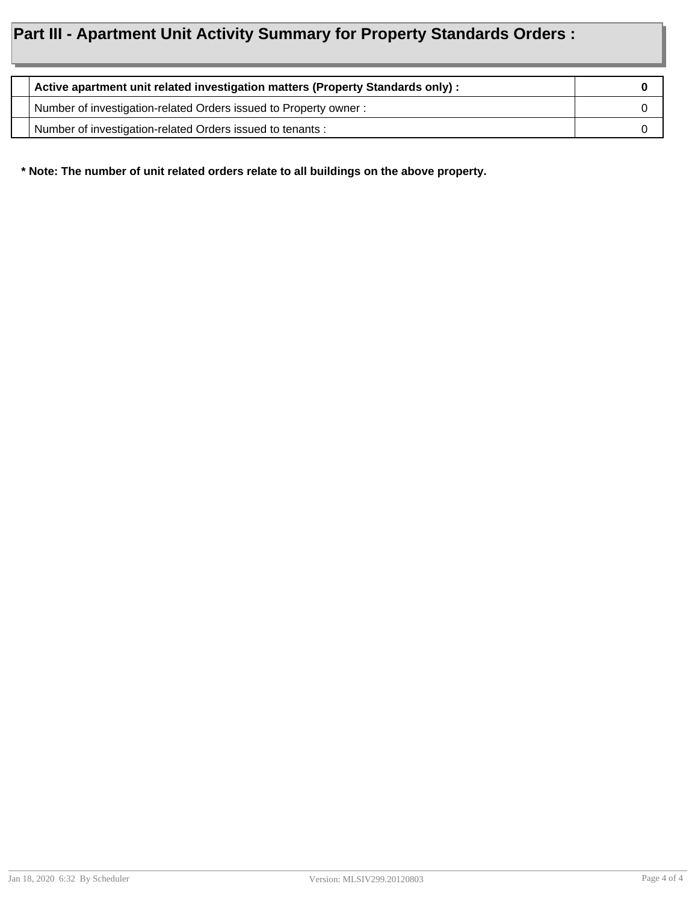## Part III - Apartment Unit Activity Summary for Property Standards Orders :

| | | |
|---|---|---|
| | **Active apartment unit related investigation matters (Property Standards only) :** | **0** |
| | Number of investigation-related Orders issued to Property owner : | 0 |
| | Number of investigation-related Orders issued to tenants : | 0 |

**\* Note: The number of unit related orders relate to all buildings on the above property.**

Jan 18, 2020 6:32 By Scheduler

Version: MLSIV299.20120803